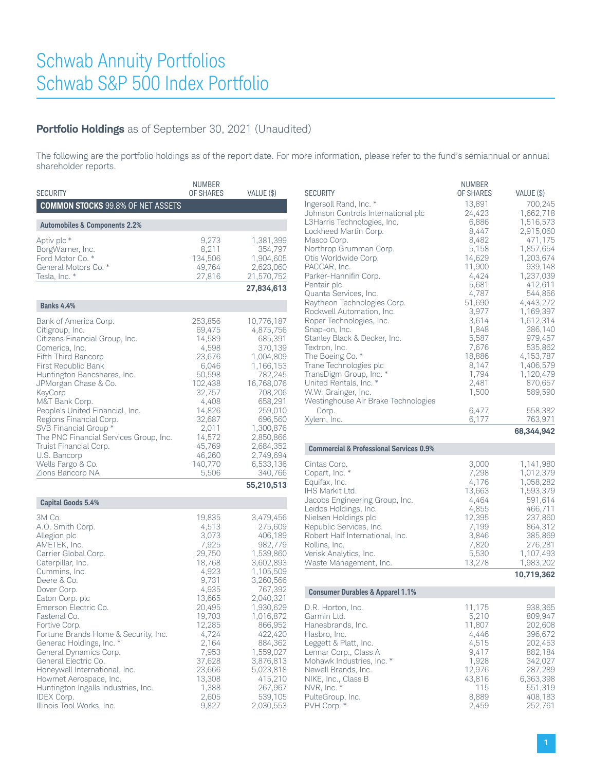# Schwab Annuity Portfolios
# Schwab S&P 500 Index Portfolio

## Portfolio Holdings as of September 30, 2021 (Unaudited)

The following are the portfolio holdings as of the report date. For more information, please refer to the fund's semiannual or annual shareholder reports.

| SECURITY | NUMBER OF SHARES | VALUE ($) |
|---|---|---|
| **COMMON STOCKS 99.8% OF NET ASSETS** | | |
| **Automobiles & Components 2.2%** | | |
| Aptiv plc * | 9,273 | 1,381,399 |
| BorgWarner, Inc. | 8,211 | 354,797 |
| Ford Motor Co. * | 134,506 | 1,904,605 |
| General Motors Co. * | 49,764 | 2,623,060 |
| Tesla, Inc. * | 27,816 | 21,570,752 |
| | | **27,834,613** |
| **Banks 4.4%** | | |
| Bank of America Corp. | 253,856 | 10,776,187 |
| Citigroup, Inc. | 69,475 | 4,875,756 |
| Citizens Financial Group, Inc. | 14,589 | 685,391 |
| Comerica, Inc. | 4,598 | 370,139 |
| Fifth Third Bancorp | 23,676 | 1,004,809 |
| First Republic Bank | 6,046 | 1,166,153 |
| Huntington Bancshares, Inc. | 50,598 | 782,245 |
| JPMorgan Chase & Co. | 102,438 | 16,768,076 |
| KeyCorp | 32,757 | 708,206 |
| M&T Bank Corp. | 4,408 | 658,291 |
| People's United Financial, Inc. | 14,826 | 259,010 |
| Regions Financial Corp. | 32,687 | 696,560 |
| SVB Financial Group * | 2,011 | 1,300,876 |
| The PNC Financial Services Group, Inc. | 14,572 | 2,850,866 |
| Truist Financial Corp. | 45,769 | 2,684,352 |
| U.S. Bancorp | 46,260 | 2,749,694 |
| Wells Fargo & Co. | 140,770 | 6,533,136 |
| Zions Bancorp NA | 5,506 | 340,766 |
| | | **55,210,513** |
| **Capital Goods 5.4%** | | |
| 3M Co. | 19,835 | 3,479,456 |
| A.O. Smith Corp. | 4,513 | 275,609 |
| Allegion plc | 3,073 | 406,189 |
| AMETEK, Inc. | 7,925 | 982,779 |
| Carrier Global Corp. | 29,750 | 1,539,860 |
| Caterpillar, Inc. | 18,768 | 3,602,893 |
| Cummins, Inc. | 4,923 | 1,105,509 |
| Deere & Co. | 9,731 | 3,260,566 |
| Dover Corp. | 4,935 | 767,392 |
| Eaton Corp. plc | 13,665 | 2,040,321 |
| Emerson Electric Co. | 20,495 | 1,930,629 |
| Fastenal Co. | 19,703 | 1,016,872 |
| Fortive Corp. | 12,285 | 866,952 |
| Fortune Brands Home & Security, Inc. | 4,724 | 422,420 |
| Generac Holdings, Inc. * | 2,164 | 884,362 |
| General Dynamics Corp. | 7,953 | 1,559,027 |
| General Electric Co. | 37,628 | 3,876,813 |
| Honeywell International, Inc. | 23,666 | 5,023,818 |
| Howmet Aerospace, Inc. | 13,308 | 415,210 |
| Huntington Ingalls Industries, Inc. | 1,388 | 267,967 |
| IDEX Corp. | 2,605 | 539,105 |
| Illinois Tool Works, Inc. | 9,827 | 2,030,553 |
| Ingersoll Rand, Inc. * | 13,891 | 700,245 |
| Johnson Controls International plc | 24,423 | 1,662,718 |
| L3Harris Technologies, Inc. | 6,886 | 1,516,573 |
| Lockheed Martin Corp. | 8,447 | 2,915,060 |
| Masco Corp. | 8,482 | 471,175 |
| Northrop Grumman Corp. | 5,158 | 1,857,654 |
| Otis Worldwide Corp. | 14,629 | 1,203,674 |
| PACCAR, Inc. | 11,900 | 939,148 |
| Parker-Hannifin Corp. | 4,424 | 1,237,039 |
| Pentair plc | 5,681 | 412,611 |
| Quanta Services, Inc. | 4,787 | 544,856 |
| Raytheon Technologies Corp. | 51,690 | 4,443,272 |
| Rockwell Automation, Inc. | 3,977 | 1,169,397 |
| Roper Technologies, Inc. | 3,614 | 1,612,314 |
| Snap-on, Inc. | 1,848 | 386,140 |
| Stanley Black & Decker, Inc. | 5,587 | 979,457 |
| Textron, Inc. | 7,676 | 535,862 |
| The Boeing Co. * | 18,886 | 4,153,787 |
| Trane Technologies plc | 8,147 | 1,406,579 |
| TransDigm Group, Inc. * | 1,794 | 1,120,479 |
| United Rentals, Inc. * | 2,481 | 870,657 |
| W.W. Grainger, Inc. | 1,500 | 589,590 |
| Westinghouse Air Brake Technologies Corp. | 6,477 | 558,382 |
| Xylem, Inc. | 6,177 | 763,971 |
| | | **68,344,942** |
| **Commercial & Professional Services 0.9%** | | |
| Cintas Corp. | 3,000 | 1,141,980 |
| Copart, Inc. * | 7,298 | 1,012,379 |
| Equifax, Inc. | 4,176 | 1,058,282 |
| IHS Markit Ltd. | 13,663 | 1,593,379 |
| Jacobs Engineering Group, Inc. | 4,464 | 591,614 |
| Leidos Holdings, Inc. | 4,855 | 466,711 |
| Nielsen Holdings plc | 12,395 | 237,860 |
| Republic Services, Inc. | 7,199 | 864,312 |
| Robert Half International, Inc. | 3,846 | 385,869 |
| Rollins, Inc. | 7,820 | 276,281 |
| Verisk Analytics, Inc. | 5,530 | 1,107,493 |
| Waste Management, Inc. | 13,278 | 1,983,202 |
| | | **10,719,362** |
| **Consumer Durables & Apparel 1.1%** | | |
| D.R. Horton, Inc. | 11,175 | 938,365 |
| Garmin Ltd. | 5,210 | 809,947 |
| Hanesbrands, Inc. | 11,807 | 202,608 |
| Hasbro, Inc. | 4,446 | 396,672 |
| Leggett & Platt, Inc. | 4,515 | 202,453 |
| Lennar Corp., Class A | 9,417 | 882,184 |
| Mohawk Industries, Inc. * | 1,928 | 342,027 |
| Newell Brands, Inc. | 12,976 | 287,289 |
| NIKE, Inc., Class B | 43,816 | 6,363,398 |
| NVR, Inc. * | 115 | 551,319 |
| PulteGroup, Inc. | 8,889 | 408,183 |
| PVH Corp. * | 2,459 | 252,761 |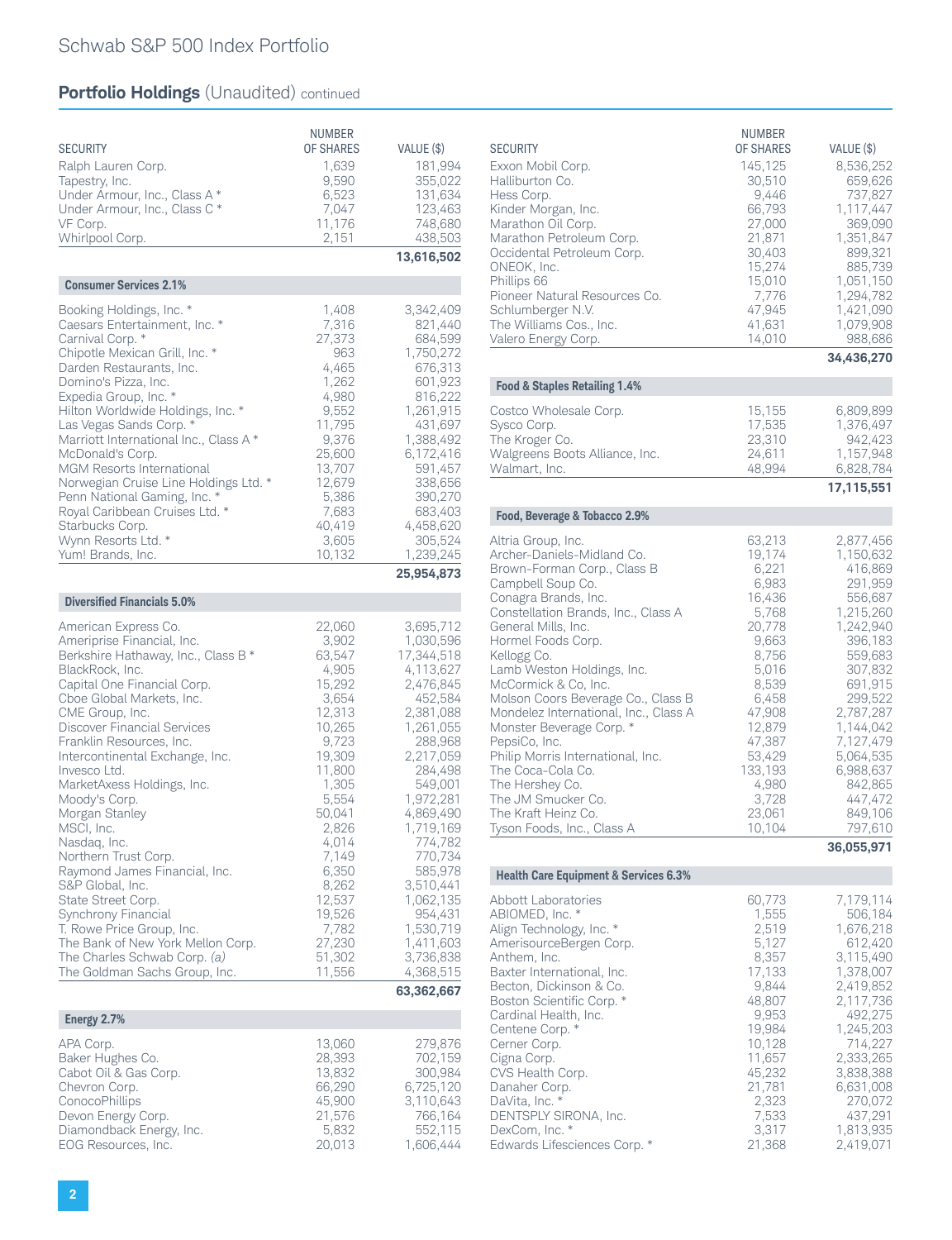## Schwab S&P 500 Index Portfolio

### Portfolio Holdings (Unaudited) continued

| SECURITY | NUMBER OF SHARES | VALUE ($) |
|---|---|---|
| Ralph Lauren Corp. | 1,639 | 181,994 |
| Tapestry, Inc. | 9,590 | 355,022 |
| Under Armour, Inc., Class A * | 6,523 | 131,634 |
| Under Armour, Inc., Class C * | 7,047 | 123,463 |
| VF Corp. | 11,176 | 748,680 |
| Whirlpool Corp. | 2,151 | 438,503 |
| | | **13,616,502** |
| **Consumer Services 2.1%** | | |
| Booking Holdings, Inc. * | 1,408 | 3,342,409 |
| Caesars Entertainment, Inc. * | 7,316 | 821,440 |
| Carnival Corp. * | 27,373 | 684,599 |
| Chipotle Mexican Grill, Inc. * | 963 | 1,750,272 |
| Darden Restaurants, Inc. | 4,465 | 676,313 |
| Domino's Pizza, Inc. | 1,262 | 601,923 |
| Expedia Group, Inc. * | 4,980 | 816,222 |
| Hilton Worldwide Holdings, Inc. * | 9,552 | 1,261,915 |
| Las Vegas Sands Corp. * | 11,795 | 431,697 |
| Marriott International Inc., Class A * | 9,376 | 1,388,492 |
| McDonald's Corp. | 25,600 | 6,172,416 |
| MGM Resorts International | 13,707 | 591,457 |
| Norwegian Cruise Line Holdings Ltd. * | 12,679 | 338,656 |
| Penn National Gaming, Inc. * | 5,386 | 390,270 |
| Royal Caribbean Cruises Ltd. * | 7,683 | 683,403 |
| Starbucks Corp. | 40,419 | 4,458,620 |
| Wynn Resorts Ltd. * | 3,605 | 305,524 |
| Yum! Brands, Inc. | 10,132 | 1,239,245 |
| | | **25,954,873** |
| **Diversified Financials 5.0%** | | |
| American Express Co. | 22,060 | 3,695,712 |
| Ameriprise Financial, Inc. | 3,902 | 1,030,596 |
| Berkshire Hathaway, Inc., Class B * | 63,547 | 17,344,518 |
| BlackRock, Inc. | 4,905 | 4,113,627 |
| Capital One Financial Corp. | 15,292 | 2,476,845 |
| Cboe Global Markets, Inc. | 3,654 | 452,584 |
| CME Group, Inc. | 12,313 | 2,381,088 |
| Discover Financial Services | 10,265 | 1,261,055 |
| Franklin Resources, Inc. | 9,723 | 288,968 |
| Intercontinental Exchange, Inc. | 19,309 | 2,217,059 |
| Invesco Ltd. | 11,800 | 284,498 |
| MarketAxess Holdings, Inc. | 1,305 | 549,001 |
| Moody's Corp. | 5,554 | 1,972,281 |
| Morgan Stanley | 50,041 | 4,869,490 |
| MSCI, Inc. | 2,826 | 1,719,169 |
| Nasdaq, Inc. | 4,014 | 774,782 |
| Northern Trust Corp. | 7,149 | 770,734 |
| Raymond James Financial, Inc. | 6,350 | 585,978 |
| S&P Global, Inc. | 8,262 | 3,510,441 |
| State Street Corp. | 12,537 | 1,062,135 |
| Synchrony Financial | 19,526 | 954,431 |
| T. Rowe Price Group, Inc. | 7,782 | 1,530,719 |
| The Bank of New York Mellon Corp. | 27,230 | 1,411,603 |
| The Charles Schwab Corp. *(a)* | 51,302 | 3,736,838 |
| The Goldman Sachs Group, Inc. | 11,556 | 4,368,515 |
| | | **63,362,667** |
| **Energy 2.7%** | | |
| APA Corp. | 13,060 | 279,876 |
| Baker Hughes Co. | 28,393 | 702,159 |
| Cabot Oil & Gas Corp. | 13,832 | 300,984 |
| Chevron Corp. | 66,290 | 6,725,120 |
| ConocoPhillips | 45,900 | 3,110,643 |
| Devon Energy Corp. | 21,576 | 766,164 |
| Diamondback Energy, Inc. | 5,832 | 552,115 |
| EOG Resources, Inc. | 20,013 | 1,606,444 |
| Exxon Mobil Corp. | 145,125 | 8,536,252 |
| Halliburton Co. | 30,510 | 659,626 |
| Hess Corp. | 9,446 | 737,827 |
| Kinder Morgan, Inc. | 66,793 | 1,117,447 |
| Marathon Oil Corp. | 27,000 | 369,090 |
| Marathon Petroleum Corp. | 21,871 | 1,351,847 |
| Occidental Petroleum Corp. | 30,403 | 899,321 |
| ONEOK, Inc. | 15,274 | 885,739 |
| Phillips 66 | 15,010 | 1,051,150 |
| Pioneer Natural Resources Co. | 7,776 | 1,294,782 |
| Schlumberger N.V. | 47,945 | 1,421,090 |
| The Williams Cos., Inc. | 41,631 | 1,079,908 |
| Valero Energy Corp. | 14,010 | 988,686 |
| | | **34,436,270** |
| **Food & Staples Retailing 1.4%** | | |
| Costco Wholesale Corp. | 15,155 | 6,809,899 |
| Sysco Corp. | 17,535 | 1,376,497 |
| The Kroger Co. | 23,310 | 942,423 |
| Walgreens Boots Alliance, Inc. | 24,611 | 1,157,948 |
| Walmart, Inc. | 48,994 | 6,828,784 |
| | | **17,115,551** |
| **Food, Beverage & Tobacco 2.9%** | | |
| Altria Group, Inc. | 63,213 | 2,877,456 |
| Archer-Daniels-Midland Co. | 19,174 | 1,150,632 |
| Brown-Forman Corp., Class B | 6,221 | 416,869 |
| Campbell Soup Co. | 6,983 | 291,959 |
| Conagra Brands, Inc. | 16,436 | 556,687 |
| Constellation Brands, Inc., Class A | 5,768 | 1,215,260 |
| General Mills, Inc. | 20,778 | 1,242,940 |
| Hormel Foods Corp. | 9,663 | 396,183 |
| Kellogg Co. | 8,756 | 559,683 |
| Lamb Weston Holdings, Inc. | 5,016 | 307,832 |
| McCormick & Co, Inc. | 8,539 | 691,915 |
| Molson Coors Beverage Co., Class B | 6,458 | 299,522 |
| Mondelez International, Inc., Class A | 47,908 | 2,787,287 |
| Monster Beverage Corp. * | 12,879 | 1,144,042 |
| PepsiCo, Inc. | 47,387 | 7,127,479 |
| Philip Morris International, Inc. | 53,429 | 5,064,535 |
| The Coca-Cola Co. | 133,193 | 6,988,637 |
| The Hershey Co. | 4,980 | 842,865 |
| The JM Smucker Co. | 3,728 | 447,472 |
| The Kraft Heinz Co. | 23,061 | 849,106 |
| Tyson Foods, Inc., Class A | 10,104 | 797,610 |
| | | **36,055,971** |
| **Health Care Equipment & Services 6.3%** | | |
| Abbott Laboratories | 60,773 | 7,179,114 |
| ABIOMED, Inc. * | 1,555 | 506,184 |
| Align Technology, Inc. * | 2,519 | 1,676,218 |
| AmerisourceBergen Corp. | 5,127 | 612,420 |
| Anthem, Inc. | 8,357 | 3,115,490 |
| Baxter International, Inc. | 17,133 | 1,378,007 |
| Becton, Dickinson & Co. | 9,844 | 2,419,852 |
| Boston Scientific Corp. * | 48,807 | 2,117,736 |
| Cardinal Health, Inc. | 9,953 | 492,275 |
| Centene Corp. * | 19,984 | 1,245,203 |
| Cerner Corp. | 10,128 | 714,227 |
| Cigna Corp. | 11,657 | 2,333,265 |
| CVS Health Corp. | 45,232 | 3,838,388 |
| Danaher Corp. | 21,781 | 6,631,008 |
| DaVita, Inc. * | 2,323 | 270,072 |
| DENTSPLY SIRONA, Inc. | 7,533 | 437,291 |
| DexCom, Inc. * | 3,317 | 1,813,935 |
| Edwards Lifesciences Corp. * | 21,368 | 2,419,071 |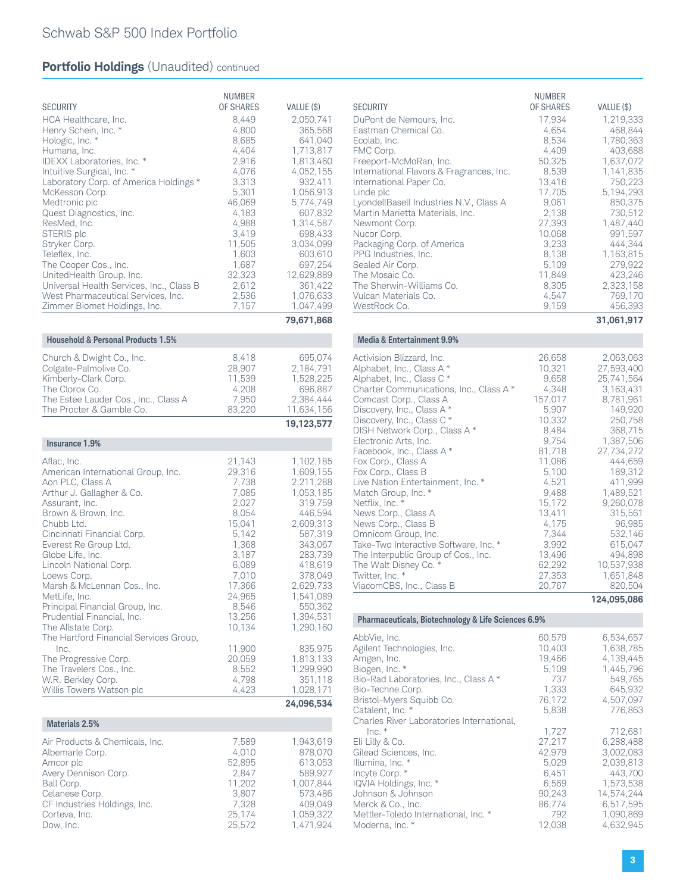## Portfolio Holdings (Unaudited) continued

| SECURITY | NUMBER OF SHARES | VALUE ($) |
|---|---|---|
| HCA Healthcare, Inc. | 8,449 | 2,050,741 |
| Henry Schein, Inc. * | 4,800 | 365,568 |
| Hologic, Inc. * | 8,685 | 641,040 |
| Humana, Inc. | 4,404 | 1,713,817 |
| IDEXX Laboratories, Inc. * | 2,916 | 1,813,460 |
| Intuitive Surgical, Inc. * | 4,076 | 4,052,155 |
| Laboratory Corp. of America Holdings * | 3,313 | 932,411 |
| McKesson Corp. | 5,301 | 1,056,913 |
| Medtronic plc | 46,069 | 5,774,749 |
| Quest Diagnostics, Inc. | 4,183 | 607,832 |
| ResMed, Inc. | 4,988 | 1,314,587 |
| STERIS plc | 3,419 | 698,433 |
| Stryker Corp. | 11,505 | 3,034,099 |
| Teleflex, Inc. | 1,603 | 603,610 |
| The Cooper Cos., Inc. | 1,687 | 697,254 |
| UnitedHealth Group, Inc. | 32,323 | 12,629,889 |
| Universal Health Services, Inc., Class B | 2,612 | 361,422 |
| West Pharmaceutical Services, Inc. | 2,536 | 1,076,633 |
| Zimmer Biomet Holdings, Inc. | 7,157 | 1,047,499 |
| | | **79,671,868** |

**Household & Personal Products 1.5%**

| SECURITY | NUMBER OF SHARES | VALUE ($) |
|---|---|---|
| Church & Dwight Co., Inc. | 8,418 | 695,074 |
| Colgate-Palmolive Co. | 28,907 | 2,184,791 |
| Kimberly-Clark Corp. | 11,539 | 1,528,225 |
| The Clorox Co. | 4,208 | 696,887 |
| The Estee Lauder Cos., Inc., Class A | 7,950 | 2,384,444 |
| The Procter & Gamble Co. | 83,220 | 11,634,156 |
| | | **19,123,577** |

**Insurance 1.9%**

| SECURITY | NUMBER OF SHARES | VALUE ($) |
|---|---|---|
| Aflac, Inc. | 21,143 | 1,102,185 |
| American International Group, Inc. | 29,316 | 1,609,155 |
| Aon PLC, Class A | 7,738 | 2,211,288 |
| Arthur J. Gallagher & Co. | 7,085 | 1,053,185 |
| Assurant, Inc. | 2,027 | 319,759 |
| Brown & Brown, Inc. | 8,054 | 446,594 |
| Chubb Ltd. | 15,041 | 2,609,313 |
| Cincinnati Financial Corp. | 5,142 | 587,319 |
| Everest Re Group Ltd. | 1,368 | 343,067 |
| Globe Life, Inc. | 3,187 | 283,739 |
| Lincoln National Corp. | 6,089 | 418,619 |
| Loews Corp. | 7,010 | 378,049 |
| Marsh & McLennan Cos., Inc. | 17,366 | 2,629,733 |
| MetLife, Inc. | 24,965 | 1,541,089 |
| Principal Financial Group, Inc. | 8,546 | 550,362 |
| Prudential Financial, Inc. | 13,256 | 1,394,531 |
| The Allstate Corp. | 10,134 | 1,290,160 |
| The Hartford Financial Services Group, Inc. | 11,900 | 835,975 |
| The Progressive Corp. | 20,059 | 1,813,133 |
| The Travelers Cos., Inc. | 8,552 | 1,299,990 |
| W.R. Berkley Corp. | 4,798 | 351,118 |
| Willis Towers Watson plc | 4,423 | 1,028,171 |
| | | **24,096,534** |

**Materials 2.5%**

| SECURITY | NUMBER OF SHARES | VALUE ($) |
|---|---|---|
| Air Products & Chemicals, Inc. | 7,589 | 1,943,619 |
| Albemarle Corp. | 4,010 | 878,070 |
| Amcor plc | 52,895 | 613,053 |
| Avery Dennison Corp. | 2,847 | 589,927 |
| Ball Corp. | 11,202 | 1,007,844 |
| Celanese Corp. | 3,807 | 573,486 |
| CF Industries Holdings, Inc. | 7,328 | 409,049 |
| Corteva, Inc. | 25,174 | 1,059,322 |
| Dow, Inc. | 25,572 | 1,471,924 |
| DuPont de Nemours, Inc. | 17,934 | 1,219,333 |
| Eastman Chemical Co. | 4,654 | 468,844 |
| Ecolab, Inc. | 8,534 | 1,780,363 |
| FMC Corp. | 4,409 | 403,688 |
| Freeport-McMoRan, Inc. | 50,325 | 1,637,072 |
| International Flavors & Fragrances, Inc. | 8,539 | 1,141,835 |
| International Paper Co. | 13,416 | 750,223 |
| Linde plc | 17,705 | 5,194,293 |
| LyondellBasell Industries N.V., Class A | 9,061 | 850,375 |
| Martin Marietta Materials, Inc. | 2,138 | 730,512 |
| Newmont Corp. | 27,393 | 1,487,440 |
| Nucor Corp. | 10,068 | 991,597 |
| Packaging Corp. of America | 3,233 | 444,344 |
| PPG Industries, Inc. | 8,138 | 1,163,815 |
| Sealed Air Corp. | 5,109 | 279,922 |
| The Mosaic Co. | 11,849 | 423,246 |
| The Sherwin-Williams Co. | 8,305 | 2,323,158 |
| Vulcan Materials Co. | 4,547 | 769,170 |
| WestRock Co. | 9,159 | 456,393 |
| | | **31,061,917** |

**Media & Entertainment 9.9%**

| SECURITY | NUMBER OF SHARES | VALUE ($) |
|---|---|---|
| Activision Blizzard, Inc. | 26,658 | 2,063,063 |
| Alphabet, Inc., Class A * | 10,321 | 27,593,400 |
| Alphabet, Inc., Class C * | 9,658 | 25,741,564 |
| Charter Communications, Inc., Class A * | 4,348 | 3,163,431 |
| Comcast Corp., Class A | 157,017 | 8,781,961 |
| Discovery, Inc., Class A * | 5,907 | 149,920 |
| Discovery, Inc., Class C * | 10,332 | 250,758 |
| DISH Network Corp., Class A * | 8,484 | 368,715 |
| Electronic Arts, Inc. | 9,754 | 1,387,506 |
| Facebook, Inc., Class A * | 81,718 | 27,734,272 |
| Fox Corp., Class A | 11,086 | 444,659 |
| Fox Corp., Class B | 5,100 | 189,312 |
| Live Nation Entertainment, Inc. * | 4,521 | 411,999 |
| Match Group, Inc. * | 9,488 | 1,489,521 |
| Netflix, Inc. * | 15,172 | 9,260,078 |
| News Corp., Class A | 13,411 | 315,561 |
| News Corp., Class B | 4,175 | 96,985 |
| Omnicom Group, Inc. | 7,344 | 532,146 |
| Take-Two Interactive Software, Inc. * | 3,992 | 615,047 |
| The Interpublic Group of Cos., Inc. | 13,496 | 494,898 |
| The Walt Disney Co. * | 62,292 | 10,537,938 |
| Twitter, Inc. * | 27,353 | 1,651,848 |
| ViacomCBS, Inc., Class B | 20,767 | 820,504 |
| | | **124,095,086** |

**Pharmaceuticals, Biotechnology & Life Sciences 6.9%**

| SECURITY | NUMBER OF SHARES | VALUE ($) |
|---|---|---|
| AbbVie, Inc. | 60,579 | 6,534,657 |
| Agilent Technologies, Inc. | 10,403 | 1,638,785 |
| Amgen, Inc. | 19,466 | 4,139,445 |
| Biogen, Inc. * | 5,109 | 1,445,796 |
| Bio-Rad Laboratories, Inc., Class A * | 737 | 549,765 |
| Bio-Techne Corp. | 1,333 | 645,932 |
| Bristol-Myers Squibb Co. | 76,172 | 4,507,097 |
| Catalent, Inc. * | 5,838 | 776,863 |
| Charles River Laboratories International, Inc. * | 1,727 | 712,681 |
| Eli Lilly & Co. | 27,217 | 6,288,488 |
| Gilead Sciences, Inc. | 42,979 | 3,002,083 |
| Illumina, Inc. * | 5,029 | 2,039,813 |
| Incyte Corp. * | 6,451 | 443,700 |
| IQVIA Holdings, Inc. * | 6,569 | 1,573,538 |
| Johnson & Johnson | 90,243 | 14,574,244 |
| Merck & Co., Inc. | 86,774 | 6,517,595 |
| Mettler-Toledo International, Inc. * | 792 | 1,090,869 |
| Moderna, Inc. * | 12,038 | 4,632,945 |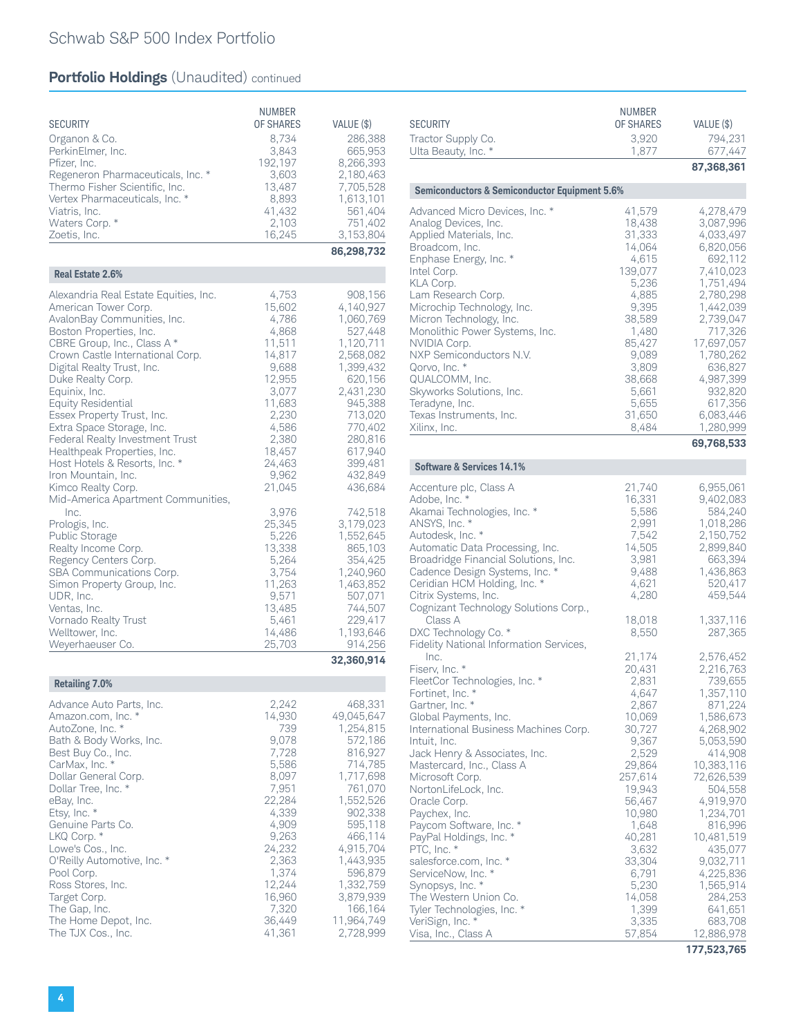## Portfolio Holdings (Unaudited) continued

| SECURITY | NUMBER OF SHARES | VALUE ($) |
|---|---|---|
| Organon & Co. | 8,734 | 286,388 |
| PerkinElmer, Inc. | 3,843 | 665,953 |
| Pfizer, Inc. | 192,197 | 8,266,393 |
| Regeneron Pharmaceuticals, Inc. * | 3,603 | 2,180,463 |
| Thermo Fisher Scientific, Inc. | 13,487 | 7,705,528 |
| Vertex Pharmaceuticals, Inc. * | 8,893 | 1,613,101 |
| Viatris, Inc. | 41,432 | 561,404 |
| Waters Corp. * | 2,103 | 751,402 |
| Zoetis, Inc. | 16,245 | 3,153,804 |
| | | **86,298,732** |
| **Real Estate 2.6%** | | |
| Alexandria Real Estate Equities, Inc. | 4,753 | 908,156 |
| American Tower Corp. | 15,602 | 4,140,927 |
| AvalonBay Communities, Inc. | 4,786 | 1,060,769 |
| Boston Properties, Inc. | 4,868 | 527,448 |
| CBRE Group, Inc., Class A * | 11,511 | 1,120,711 |
| Crown Castle International Corp. | 14,817 | 2,568,082 |
| Digital Realty Trust, Inc. | 9,688 | 1,399,432 |
| Duke Realty Corp. | 12,955 | 620,156 |
| Equinix, Inc. | 3,077 | 2,431,230 |
| Equity Residential | 11,683 | 945,388 |
| Essex Property Trust, Inc. | 2,230 | 713,020 |
| Extra Space Storage, Inc. | 4,586 | 770,402 |
| Federal Realty Investment Trust | 2,380 | 280,816 |
| Healthpeak Properties, Inc. | 18,457 | 617,940 |
| Host Hotels & Resorts, Inc. * | 24,463 | 399,481 |
| Iron Mountain, Inc. | 9,962 | 432,849 |
| Kimco Realty Corp. | 21,045 | 436,684 |
| Mid-America Apartment Communities, Inc. | 3,976 | 742,518 |
| Prologis, Inc. | 25,345 | 3,179,023 |
| Public Storage | 5,226 | 1,552,645 |
| Realty Income Corp. | 13,338 | 865,103 |
| Regency Centers Corp. | 5,264 | 354,425 |
| SBA Communications Corp. | 3,754 | 1,240,960 |
| Simon Property Group, Inc. | 11,263 | 1,463,852 |
| UDR, Inc. | 9,571 | 507,071 |
| Ventas, Inc. | 13,485 | 744,507 |
| Vornado Realty Trust | 5,461 | 229,417 |
| Welltower, Inc. | 14,486 | 1,193,646 |
| Weyerhaeuser Co. | 25,703 | 914,256 |
| | | **32,360,914** |
| **Retailing 7.0%** | | |
| Advance Auto Parts, Inc. | 2,242 | 468,331 |
| Amazon.com, Inc. * | 14,930 | 49,045,647 |
| AutoZone, Inc. * | 739 | 1,254,815 |
| Bath & Body Works, Inc. | 9,078 | 572,186 |
| Best Buy Co., Inc. | 7,728 | 816,927 |
| CarMax, Inc. * | 5,586 | 714,785 |
| Dollar General Corp. | 8,097 | 1,717,698 |
| Dollar Tree, Inc. * | 7,951 | 761,070 |
| eBay, Inc. | 22,284 | 1,552,526 |
| Etsy, Inc. * | 4,339 | 902,338 |
| Genuine Parts Co. | 4,909 | 595,118 |
| LKQ Corp. * | 9,263 | 466,114 |
| Lowe's Cos., Inc. | 24,232 | 4,915,704 |
| O'Reilly Automotive, Inc. * | 2,363 | 1,443,935 |
| Pool Corp. | 1,374 | 596,879 |
| Ross Stores, Inc. | 12,244 | 1,332,759 |
| Target Corp. | 16,960 | 3,879,939 |
| The Gap, Inc. | 7,320 | 166,164 |
| The Home Depot, Inc. | 36,449 | 11,964,749 |
| The TJX Cos., Inc. | 41,361 | 2,728,999 |
| Tractor Supply Co. | 3,920 | 794,231 |
| Ulta Beauty, Inc. * | 1,877 | 677,447 |
| | | **87,368,361** |
| **Semiconductors & Semiconductor Equipment 5.6%** | | |
| Advanced Micro Devices, Inc. * | 41,579 | 4,278,479 |
| Analog Devices, Inc. | 18,438 | 3,087,996 |
| Applied Materials, Inc. | 31,333 | 4,033,497 |
| Broadcom, Inc. | 14,064 | 6,820,056 |
| Enphase Energy, Inc. * | 4,615 | 692,112 |
| Intel Corp. | 139,077 | 7,410,023 |
| KLA Corp. | 5,236 | 1,751,494 |
| Lam Research Corp. | 4,885 | 2,780,298 |
| Microchip Technology, Inc. | 9,395 | 1,442,039 |
| Micron Technology, Inc. | 38,589 | 2,739,047 |
| Monolithic Power Systems, Inc. | 1,480 | 717,326 |
| NVIDIA Corp. | 85,427 | 17,697,057 |
| NXP Semiconductors N.V. | 9,089 | 1,780,262 |
| Qorvo, Inc. * | 3,809 | 636,827 |
| QUALCOMM, Inc. | 38,668 | 4,987,399 |
| Skyworks Solutions, Inc. | 5,661 | 932,820 |
| Teradyne, Inc. | 5,655 | 617,356 |
| Texas Instruments, Inc. | 31,650 | 6,083,446 |
| Xilinx, Inc. | 8,484 | 1,280,999 |
| | | **69,768,533** |
| **Software & Services 14.1%** | | |
| Accenture plc, Class A | 21,740 | 6,955,061 |
| Adobe, Inc. * | 16,331 | 9,402,083 |
| Akamai Technologies, Inc. * | 5,586 | 584,240 |
| ANSYS, Inc. * | 2,991 | 1,018,286 |
| Autodesk, Inc. * | 7,542 | 2,150,752 |
| Automatic Data Processing, Inc. | 14,505 | 2,899,840 |
| Broadridge Financial Solutions, Inc. | 3,981 | 663,394 |
| Cadence Design Systems, Inc. * | 9,488 | 1,436,863 |
| Ceridian HCM Holding, Inc. * | 4,621 | 520,417 |
| Citrix Systems, Inc. | 4,280 | 459,544 |
| Cognizant Technology Solutions Corp., Class A | 18,018 | 1,337,116 |
| DXC Technology Co. * | 8,550 | 287,365 |
| Fidelity National Information Services, Inc. | 21,174 | 2,576,452 |
| Fiserv, Inc. * | 20,431 | 2,216,763 |
| FleetCor Technologies, Inc. * | 2,831 | 739,655 |
| Fortinet, Inc. * | 4,647 | 1,357,110 |
| Gartner, Inc. * | 2,867 | 871,224 |
| Global Payments, Inc. | 10,069 | 1,586,673 |
| International Business Machines Corp. | 30,727 | 4,268,902 |
| Intuit, Inc. | 9,367 | 5,053,590 |
| Jack Henry & Associates, Inc. | 2,529 | 414,908 |
| Mastercard, Inc., Class A | 29,864 | 10,383,116 |
| Microsoft Corp. | 257,614 | 72,626,539 |
| NortonLifeLock, Inc. | 19,943 | 504,558 |
| Oracle Corp. | 56,467 | 4,919,970 |
| Paychex, Inc. | 10,980 | 1,234,701 |
| Paycom Software, Inc. * | 1,648 | 816,996 |
| PayPal Holdings, Inc. * | 40,281 | 10,481,519 |
| PTC, Inc. * | 3,632 | 435,077 |
| salesforce.com, Inc. * | 33,304 | 9,032,711 |
| ServiceNow, Inc. * | 6,791 | 4,225,836 |
| Synopsys, Inc. * | 5,230 | 1,565,914 |
| The Western Union Co. | 14,058 | 284,253 |
| Tyler Technologies, Inc. * | 1,399 | 641,651 |
| VeriSign, Inc. * | 3,335 | 683,708 |
| Visa, Inc., Class A | 57,854 | 12,886,978 |
| | | **177,523,765** |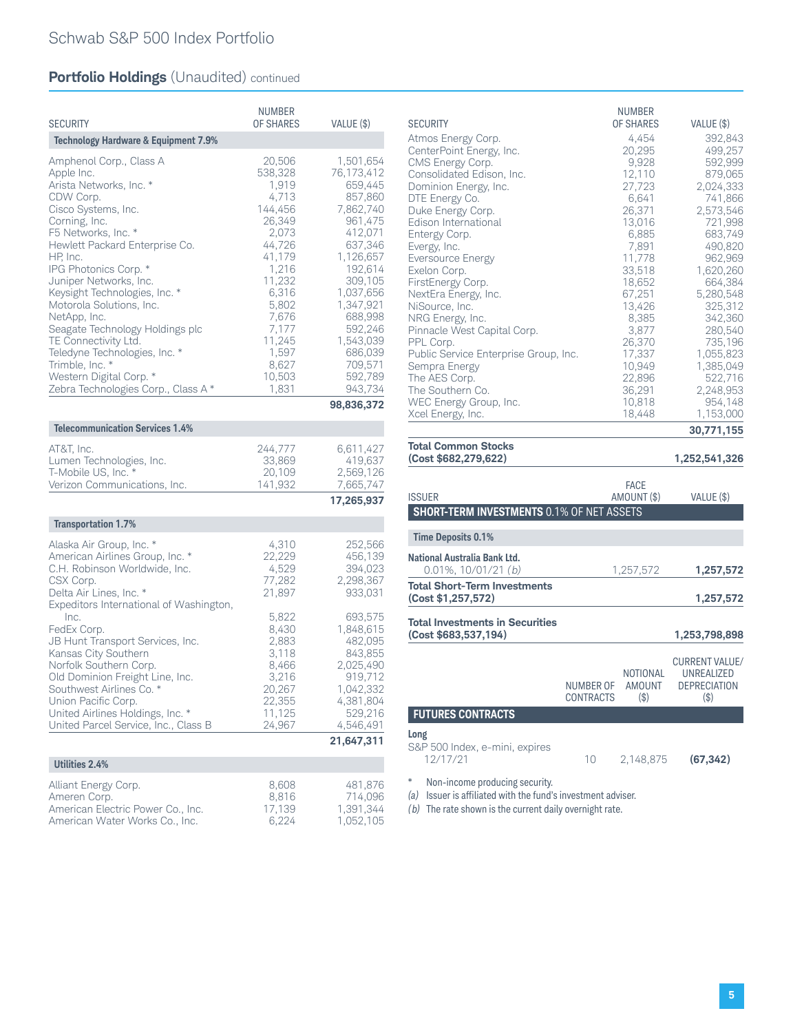## Schwab S&P 500 Index Portfolio

### Portfolio Holdings (Unaudited) continued

| SECURITY | NUMBER OF SHARES | VALUE ($) |
|---|---|---|
| **Technology Hardware & Equipment 7.9%** | | |
| Amphenol Corp., Class A | 20,506 | 1,501,654 |
| Apple Inc. | 538,328 | 76,173,412 |
| Arista Networks, Inc. * | 1,919 | 659,445 |
| CDW Corp. | 4,713 | 857,860 |
| Cisco Systems, Inc. | 144,456 | 7,862,740 |
| Corning, Inc. | 26,349 | 961,475 |
| F5 Networks, Inc. * | 2,073 | 412,071 |
| Hewlett Packard Enterprise Co. | 44,726 | 637,346 |
| HP, Inc. | 41,179 | 1,126,657 |
| IPG Photonics Corp. * | 1,216 | 192,614 |
| Juniper Networks, Inc. | 11,232 | 309,105 |
| Keysight Technologies, Inc. * | 6,316 | 1,037,656 |
| Motorola Solutions, Inc. | 5,802 | 1,347,921 |
| NetApp, Inc. | 7,676 | 688,998 |
| Seagate Technology Holdings plc | 7,177 | 592,246 |
| TE Connectivity Ltd. | 11,245 | 1,543,039 |
| Teledyne Technologies, Inc. * | 1,597 | 686,039 |
| Trimble, Inc. * | 8,627 | 709,571 |
| Western Digital Corp. * | 10,503 | 592,789 |
| Zebra Technologies Corp., Class A * | 1,831 | 943,734 |
| | | **98,836,372** |
| **Telecommunication Services 1.4%** | | |
| AT&T, Inc. | 244,777 | 6,611,427 |
| Lumen Technologies, Inc. | 33,869 | 419,637 |
| T-Mobile US, Inc. * | 20,109 | 2,569,126 |
| Verizon Communications, Inc. | 141,932 | 7,665,747 |
| | | **17,265,937** |
| **Transportation 1.7%** | | |
| Alaska Air Group, Inc. * | 4,310 | 252,566 |
| American Airlines Group, Inc. * | 22,229 | 456,139 |
| C.H. Robinson Worldwide, Inc. | 4,529 | 394,023 |
| CSX Corp. | 77,282 | 2,298,367 |
| Delta Air Lines, Inc. * | 21,897 | 933,031 |
| Expeditors International of Washington, Inc. | 5,822 | 693,575 |
| FedEx Corp. | 8,430 | 1,848,615 |
| JB Hunt Transport Services, Inc. | 2,883 | 482,095 |
| Kansas City Southern | 3,118 | 843,855 |
| Norfolk Southern Corp. | 8,466 | 2,025,490 |
| Old Dominion Freight Line, Inc. | 3,216 | 919,712 |
| Southwest Airlines Co. * | 20,267 | 1,042,332 |
| Union Pacific Corp. | 22,355 | 4,381,804 |
| United Airlines Holdings, Inc. * | 11,125 | 529,216 |
| United Parcel Service, Inc., Class B | 24,967 | 4,546,491 |
| | | **21,647,311** |
| **Utilities 2.4%** | | |
| Alliant Energy Corp. | 8,608 | 481,876 |
| Ameren Corp. | 8,816 | 714,096 |
| American Electric Power Co., Inc. | 17,139 | 1,391,344 |
| American Water Works Co., Inc. | 6,224 | 1,052,105 |
| Atmos Energy Corp. | 4,454 | 392,843 |
| CenterPoint Energy, Inc. | 20,295 | 499,257 |
| CMS Energy Corp. | 9,928 | 592,999 |
| Consolidated Edison, Inc. | 12,110 | 879,065 |
| Dominion Energy, Inc. | 27,723 | 2,024,333 |
| DTE Energy Co. | 6,641 | 741,866 |
| Duke Energy Corp. | 26,371 | 2,573,546 |
| Edison International | 13,016 | 721,998 |
| Entergy Corp. | 6,885 | 683,749 |
| Evergy, Inc. | 7,891 | 490,820 |
| Eversource Energy | 11,778 | 962,969 |
| Exelon Corp. | 33,518 | 1,620,260 |
| FirstEnergy Corp. | 18,652 | 664,384 |
| NextEra Energy, Inc. | 67,251 | 5,280,548 |
| NiSource, Inc. | 13,426 | 325,312 |
| NRG Energy, Inc. | 8,385 | 342,360 |
| Pinnacle West Capital Corp. | 3,877 | 280,540 |
| PPL Corp. | 26,370 | 735,196 |
| Public Service Enterprise Group, Inc. | 17,337 | 1,055,823 |
| Sempra Energy | 10,949 | 1,385,049 |
| The AES Corp. | 22,896 | 522,716 |
| The Southern Co. | 36,291 | 2,248,953 |
| WEC Energy Group, Inc. | 10,818 | 954,148 |
| Xcel Energy, Inc. | 18,448 | 1,153,000 |
| | | **30,771,155** |
| **Total Common Stocks (Cost $682,279,622)** | | **1,252,541,326** |

| ISSUER | FACE AMOUNT ($) | VALUE ($) |
|---|---|---|
| **SHORT-TERM INVESTMENTS** 0.1% OF NET ASSETS | | |
| **Time Deposits 0.1%** | | |
| **National Australia Bank Ltd.** | | |
| 0.01%, 10/01/21 *(b)* | 1,257,572 | **1,257,572** |
| **Total Short-Term Investments (Cost $1,257,572)** | | **1,257,572** |
| **Total Investments in Securities (Cost $683,537,194)** | | **1,253,798,898** |

| | NUMBER OF CONTRACTS | NOTIONAL AMOUNT ($) | CURRENT VALUE/ UNREALIZED DEPRECIATION ($) |
|---|---|---|---|
| **FUTURES CONTRACTS** | | | |
| **Long** | | | |
| S&P 500 Index, e-mini, expires 12/17/21 | 10 | 2,148,875 | **(67,342)** |

\* Non-income producing security.
*(a)* Issuer is affiliated with the fund's investment adviser.
*(b)* The rate shown is the current daily overnight rate.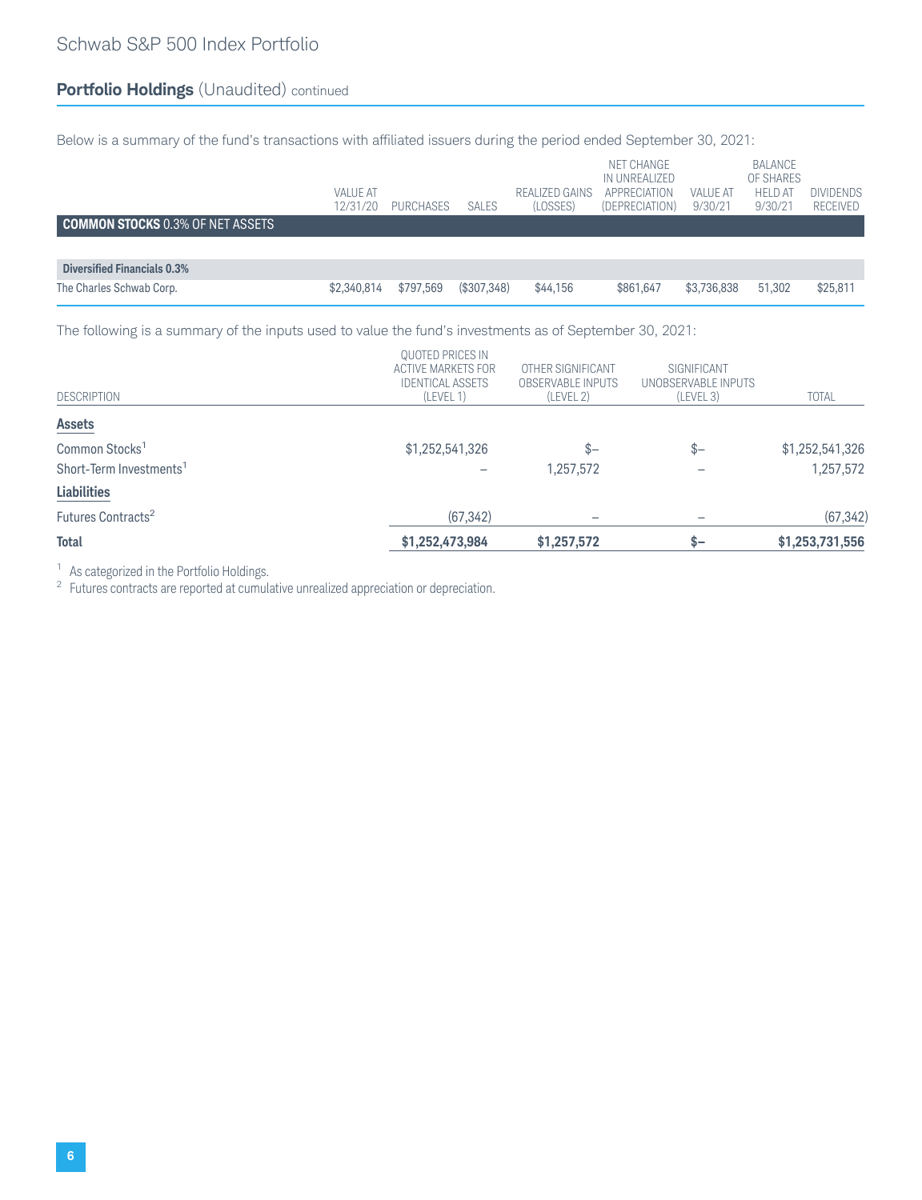## Portfolio Holdings (Unaudited) continued

Below is a summary of the fund's transactions with affiliated issuers during the period ended September 30, 2021:

| | VALUE AT 12/31/20 | PURCHASES | SALES | REALIZED GAINS (LOSSES) | NET CHANGE IN UNREALIZED APPRECIATION (DEPRECIATION) | VALUE AT 9/30/21 | BALANCE OF SHARES HELD AT 9/30/21 | DIVIDENDS RECEIVED |
|---|---|---|---|---|---|---|---|---|
| **COMMON STOCKS** 0.3% OF NET ASSETS | | | | | | | | |
| **Diversified Financials 0.3%** | | | | | | | | |
| The Charles Schwab Corp. | $2,340,814 | $797,569 | ($307,348) | $44,156 | $861,647 | $3,736,838 | 51,302 | $25,811 |

The following is a summary of the inputs used to value the fund's investments as of September 30, 2021:

| DESCRIPTION | QUOTED PRICES IN ACTIVE MARKETS FOR IDENTICAL ASSETS (LEVEL 1) | OTHER SIGNIFICANT OBSERVABLE INPUTS (LEVEL 2) | SIGNIFICANT UNOBSERVABLE INPUTS (LEVEL 3) | TOTAL |
|---|---|---|---|---|
| **Assets** | | | | |
| Common Stocks[1] | $1,252,541,326 | $— | $— | $1,252,541,326 |
| Short-Term Investments[1] | — | 1,257,572 | — | 1,257,572 |
| **Liabilities** | | | | |
| Futures Contracts[2] | (67,342) | — | — | (67,342) |
| **Total** | **$1,252,473,984** | **$1,257,572** | **$—** | **$1,253,731,556** |

[1] As categorized in the Portfolio Holdings.

[2] Futures contracts are reported at cumulative unrealized appreciation or depreciation.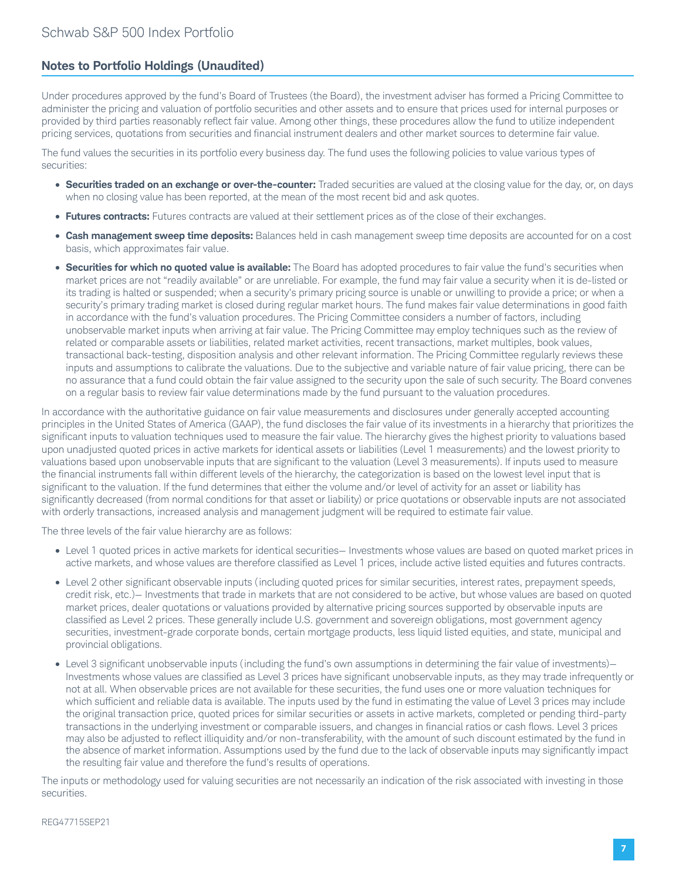## Notes to Portfolio Holdings (Unaudited)

Under procedures approved by the fund's Board of Trustees (the Board), the investment adviser has formed a Pricing Committee to administer the pricing and valuation of portfolio securities and other assets and to ensure that prices used for internal purposes or provided by third parties reasonably reflect fair value. Among other things, these procedures allow the fund to utilize independent pricing services, quotations from securities and financial instrument dealers and other market sources to determine fair value.

The fund values the securities in its portfolio every business day. The fund uses the following policies to value various types of securities:

- **Securities traded on an exchange or over-the-counter:** Traded securities are valued at the closing value for the day, or, on days when no closing value has been reported, at the mean of the most recent bid and ask quotes.
- **Futures contracts:** Futures contracts are valued at their settlement prices as of the close of their exchanges.
- **Cash management sweep time deposits:** Balances held in cash management sweep time deposits are accounted for on a cost basis, which approximates fair value.
- **Securities for which no quoted value is available:** The Board has adopted procedures to fair value the fund's securities when market prices are not "readily available" or are unreliable. For example, the fund may fair value a security when it is de-listed or its trading is halted or suspended; when a security's primary pricing source is unable or unwilling to provide a price; or when a security's primary trading market is closed during regular market hours. The fund makes fair value determinations in good faith in accordance with the fund's valuation procedures. The Pricing Committee considers a number of factors, including unobservable market inputs when arriving at fair value. The Pricing Committee may employ techniques such as the review of related or comparable assets or liabilities, related market activities, recent transactions, market multiples, book values, transactional back-testing, disposition analysis and other relevant information. The Pricing Committee regularly reviews these inputs and assumptions to calibrate the valuations. Due to the subjective and variable nature of fair value pricing, there can be no assurance that a fund could obtain the fair value assigned to the security upon the sale of such security. The Board convenes on a regular basis to review fair value determinations made by the fund pursuant to the valuation procedures.

In accordance with the authoritative guidance on fair value measurements and disclosures under generally accepted accounting principles in the United States of America (GAAP), the fund discloses the fair value of its investments in a hierarchy that prioritizes the significant inputs to valuation techniques used to measure the fair value. The hierarchy gives the highest priority to valuations based upon unadjusted quoted prices in active markets for identical assets or liabilities (Level 1 measurements) and the lowest priority to valuations based upon unobservable inputs that are significant to the valuation (Level 3 measurements). If inputs used to measure the financial instruments fall within different levels of the hierarchy, the categorization is based on the lowest level input that is significant to the valuation. If the fund determines that either the volume and/or level of activity for an asset or liability has significantly decreased (from normal conditions for that asset or liability) or price quotations or observable inputs are not associated with orderly transactions, increased analysis and management judgment will be required to estimate fair value.

The three levels of the fair value hierarchy are as follows:

- Level 1 quoted prices in active markets for identical securities— Investments whose values are based on quoted market prices in active markets, and whose values are therefore classified as Level 1 prices, include active listed equities and futures contracts.
- Level 2 other significant observable inputs (including quoted prices for similar securities, interest rates, prepayment speeds, credit risk, etc.)— Investments that trade in markets that are not considered to be active, but whose values are based on quoted market prices, dealer quotations or valuations provided by alternative pricing sources supported by observable inputs are classified as Level 2 prices. These generally include U.S. government and sovereign obligations, most government agency securities, investment-grade corporate bonds, certain mortgage products, less liquid listed equities, and state, municipal and provincial obligations.
- Level 3 significant unobservable inputs (including the fund's own assumptions in determining the fair value of investments)— Investments whose values are classified as Level 3 prices have significant unobservable inputs, as they may trade infrequently or not at all. When observable prices are not available for these securities, the fund uses one or more valuation techniques for which sufficient and reliable data is available. The inputs used by the fund in estimating the value of Level 3 prices may include the original transaction price, quoted prices for similar securities or assets in active markets, completed or pending third-party transactions in the underlying investment or comparable issuers, and changes in financial ratios or cash flows. Level 3 prices may also be adjusted to reflect illiquidity and/or non-transferability, with the amount of such discount estimated by the fund in the absence of market information. Assumptions used by the fund due to the lack of observable inputs may significantly impact the resulting fair value and therefore the fund's results of operations.

The inputs or methodology used for valuing securities are not necessarily an indication of the risk associated with investing in those securities.

REG47715SEP21